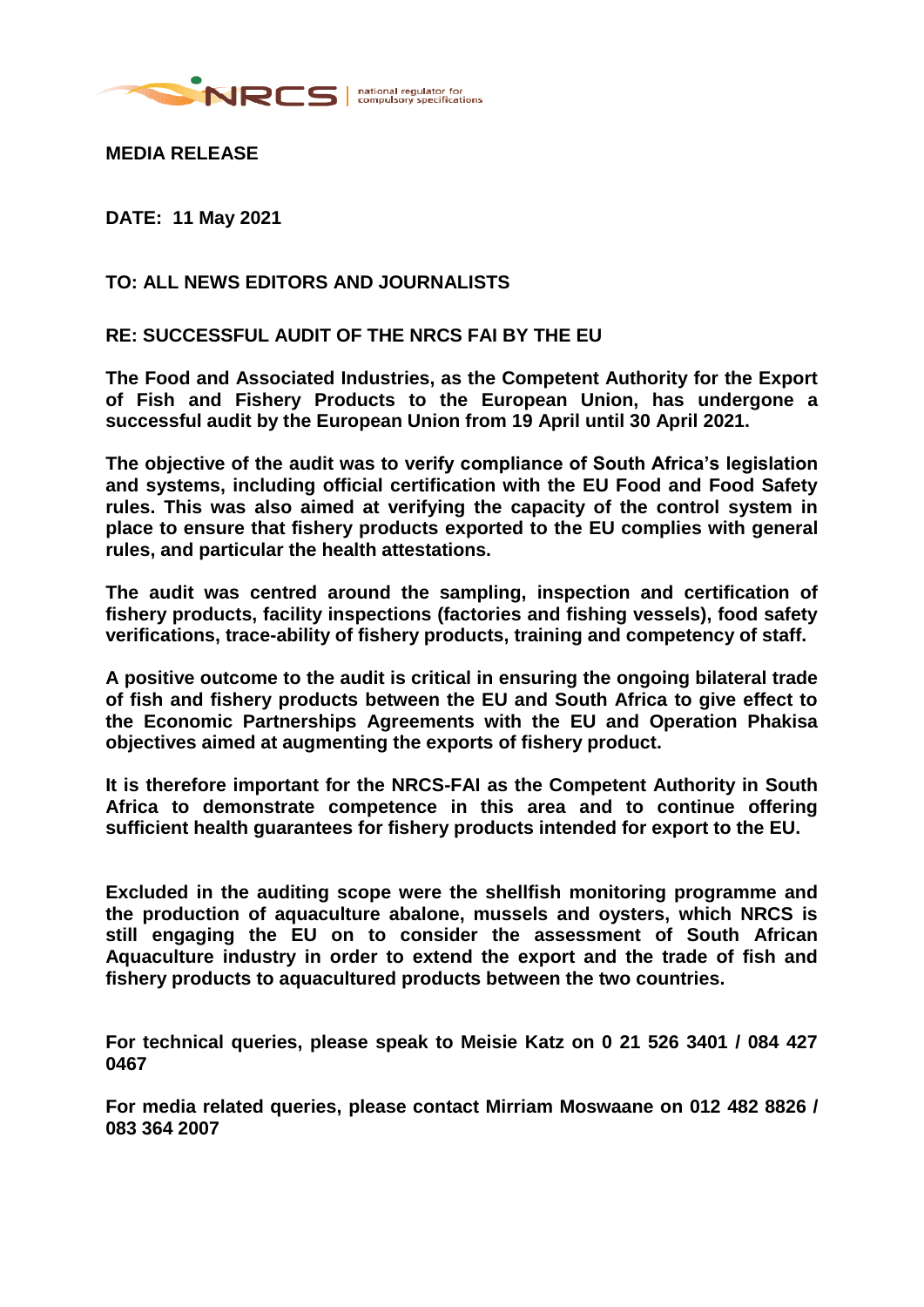**MEDIA RELEASE**

**DATE: 11 May 2021**

**TO: ALL NEWS EDITORS AND JOURNALISTS**

**RE: SUCCESSFUL AUDIT OF THE NRCS FAI BY THE EU**

**The Food and Associated Industries, as the Competent Authority for the Export of Fish and Fishery Products to the European Union, has undergone a successful audit by the European Union from 19 April until 30 April 2021.**

**The objective of the audit was to verify compliance of South Africa's legislation and systems, including official certification with the EU Food and Food Safety rules. This was also aimed at verifying the capacity of the control system in place to ensure that fishery products exported to the EU complies with general rules, and particular the health attestations.**

**The audit was centred around the sampling, inspection and certification of fishery products, facility inspections (factories and fishing vessels), food safety verifications, trace-ability of fishery products, training and competency of staff.**

**A positive outcome to the audit is critical in ensuring the ongoing bilateral trade of fish and fishery products between the EU and South Africa to give effect to the Economic Partnerships Agreements with the EU and Operation Phakisa objectives aimed at augmenting the exports of fishery product.**

**It is therefore important for the NRCS-FAI as the Competent Authority in South Africa to demonstrate competence in this area and to continue offering sufficient health guarantees for fishery products intended for export to the EU.**

**Excluded in the auditing scope were the shellfish monitoring programme and the production of aquaculture abalone, mussels and oysters, which NRCS is still engaging the EU on to consider the assessment of South African Aquaculture industry in order to extend the export and the trade of fish and fishery products to aquacultured products between the two countries.**

**For technical queries, please speak to Meisie Katz on 0 21 526 3401 / 084 427 0467**

**For media related queries, please contact Mirriam Moswaane on 012 482 8826 / 083 364 2007**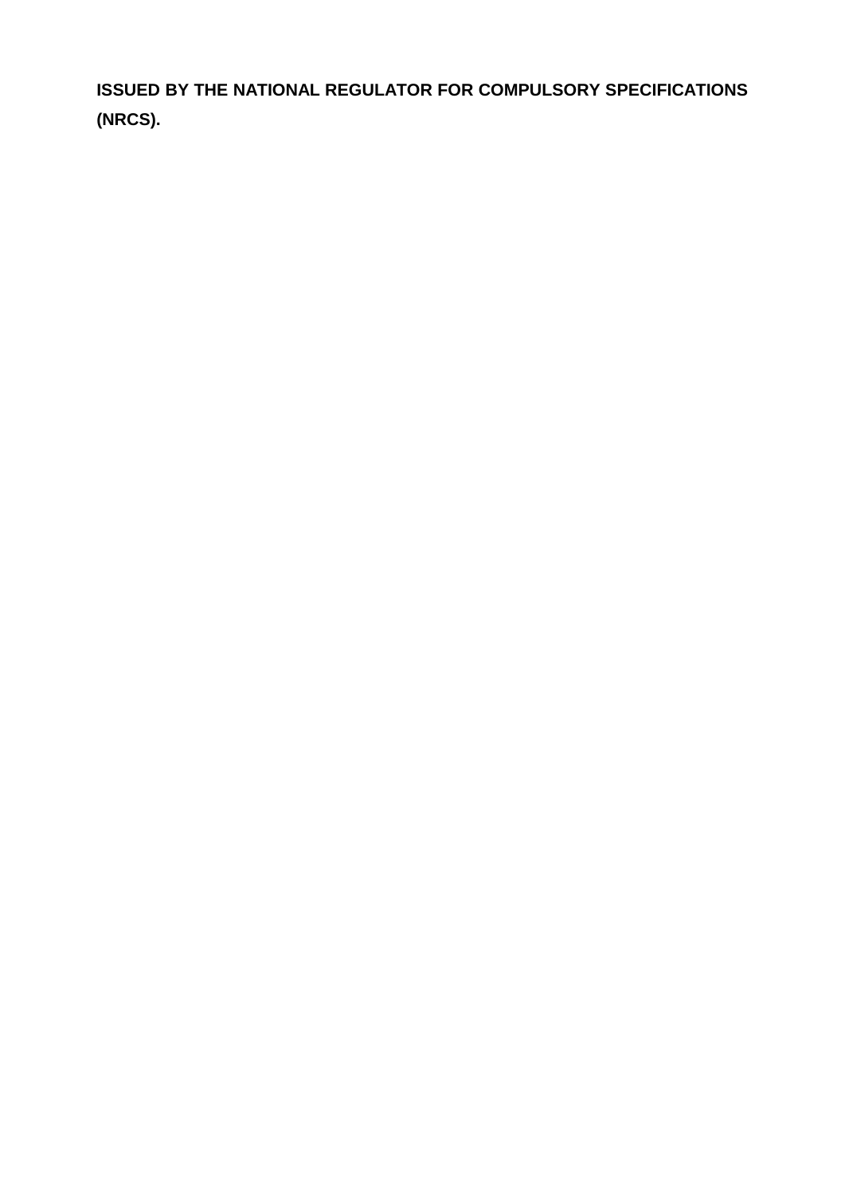**ISSUED BY THE NATIONAL REGULATOR FOR COMPULSORY SPECIFICATIONS (NRCS).**